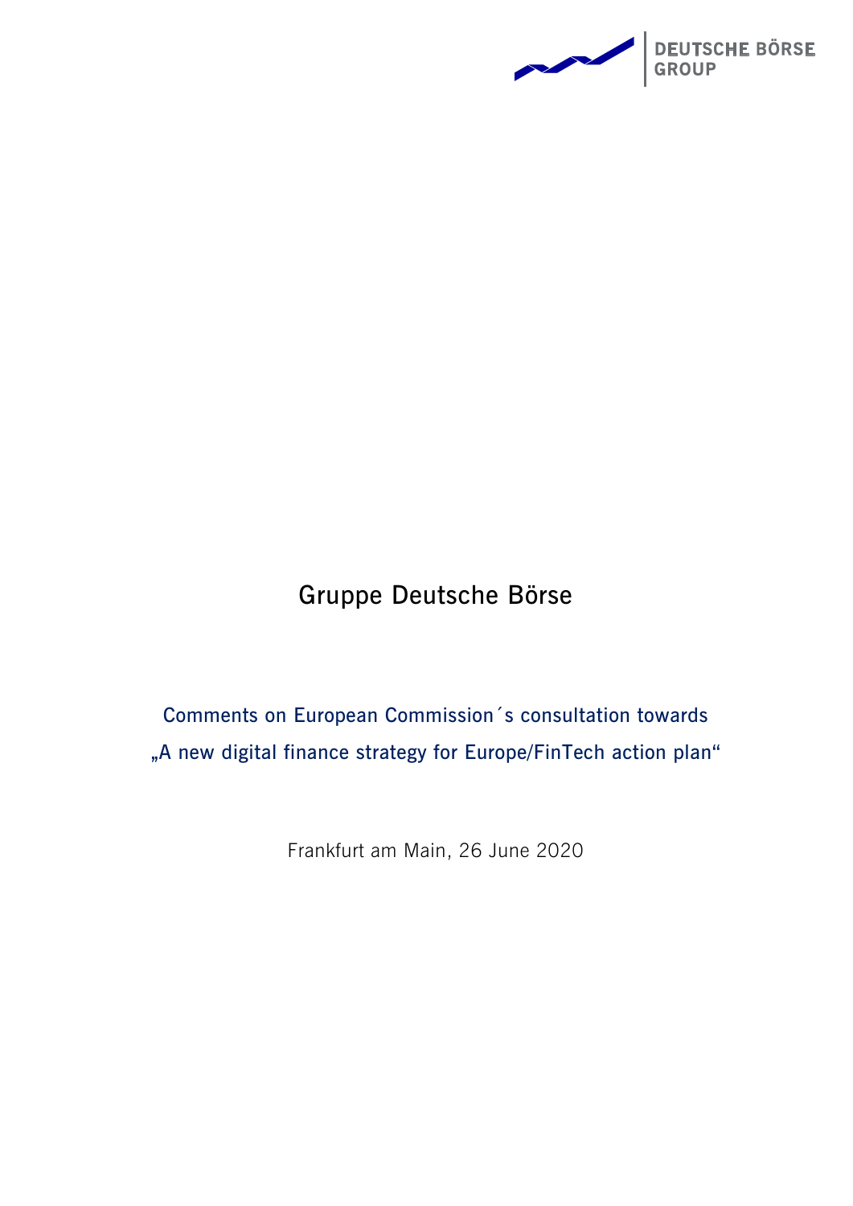DEUTSCHE BÖRSE GROUP

# Gruppe Deutsche Börse

## Comments on European Commission´s consultation towards „A new digital finance strategy for Europe/FinTech action plan“

Frankfurt am Main, 26 June 2020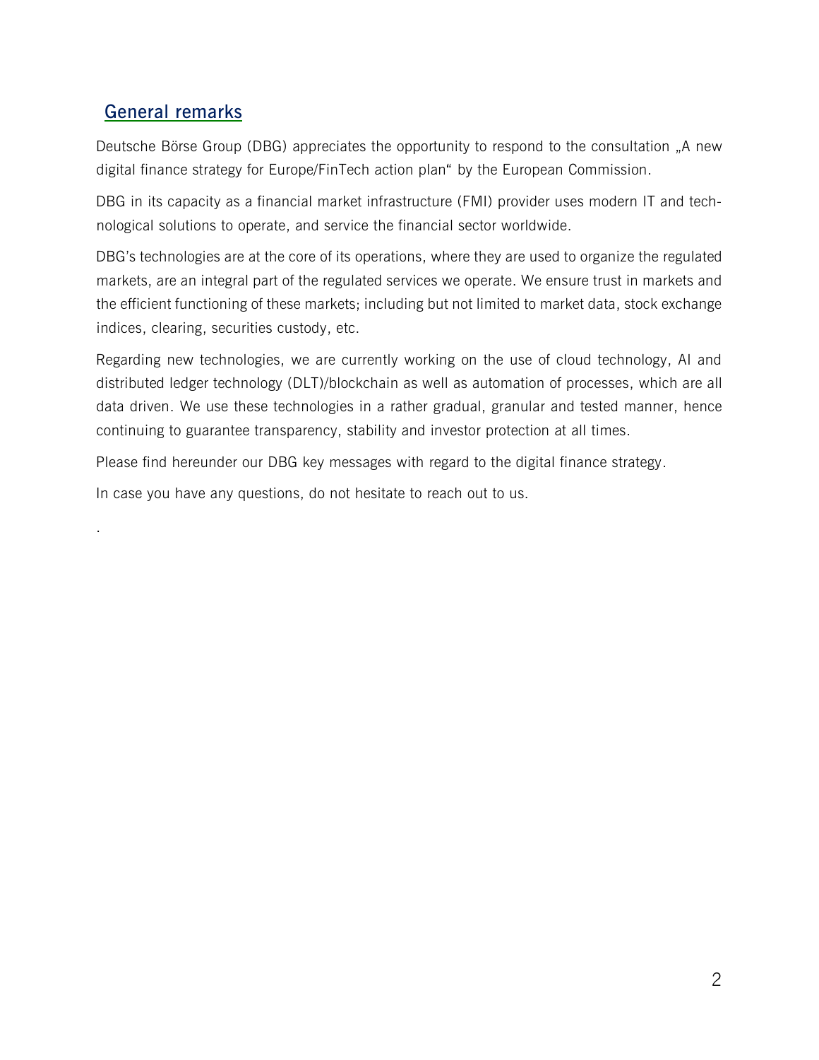## General remarks

Deutsche Börse Group (DBG) appreciates the opportunity to respond to the consultation „A new digital finance strategy for Europe/FinTech action plan" by the European Commission.

DBG in its capacity as a financial market infrastructure (FMI) provider uses modern IT and technological solutions to operate, and service the financial sector worldwide.

DBG's technologies are at the core of its operations, where they are used to organize the regulated markets, are an integral part of the regulated services we operate. We ensure trust in markets and the efficient functioning of these markets; including but not limited to market data, stock exchange indices, clearing, securities custody, etc.

Regarding new technologies, we are currently working on the use of cloud technology, AI and distributed ledger technology (DLT)/blockchain as well as automation of processes, which are all data driven. We use these technologies in a rather gradual, granular and tested manner, hence continuing to guarantee transparency, stability and investor protection at all times.

Please find hereunder our DBG key messages with regard to the digital finance strategy.

In case you have any questions, do not hesitate to reach out to us.

.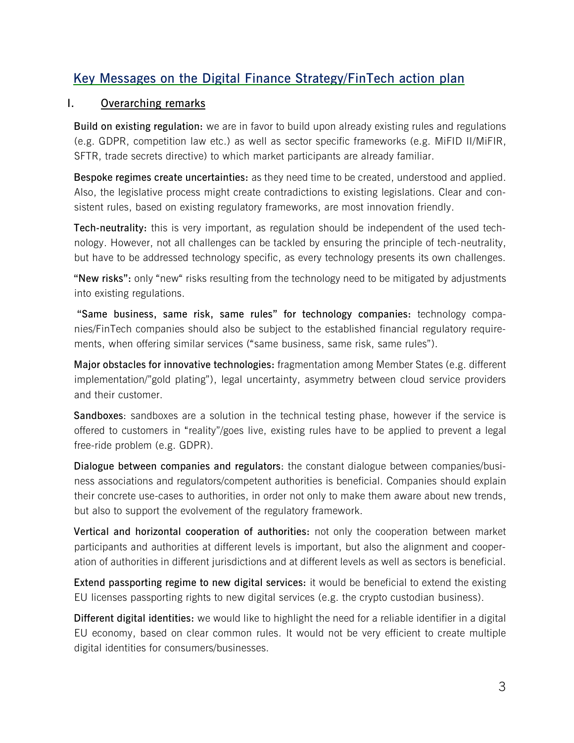## Key Messages on the Digital Finance Strategy/FinTech action plan

### I. Overarching remarks

**Build on existing regulation:** we are in favor to build upon already existing rules and regulations (e.g. GDPR, competition law etc.) as well as sector specific frameworks (e.g. MiFID II/MiFIR, SFTR, trade secrets directive) to which market participants are already familiar.

**Bespoke regimes create uncertainties:** as they need time to be created, understood and applied. Also, the legislative process might create contradictions to existing legislations. Clear and consistent rules, based on existing regulatory frameworks, are most innovation friendly.

**Tech-neutrality:** this is very important, as regulation should be independent of the used technology. However, not all challenges can be tackled by ensuring the principle of tech-neutrality, but have to be addressed technology specific, as every technology presents its own challenges.

**"New risks":** only "new" risks resulting from the technology need to be mitigated by adjustments into existing regulations.

**"Same business, same risk, same rules" for technology companies:** technology companies/FinTech companies should also be subject to the established financial regulatory requirements, when offering similar services ("same business, same risk, same rules").

**Major obstacles for innovative technologies:** fragmentation among Member States (e.g. different implementation/"gold plating"), legal uncertainty, asymmetry between cloud service providers and their customer.

**Sandboxes**: sandboxes are a solution in the technical testing phase, however if the service is offered to customers in "reality"/goes live, existing rules have to be applied to prevent a legal free-ride problem (e.g. GDPR).

**Dialogue between companies and regulators**: the constant dialogue between companies/business associations and regulators/competent authorities is beneficial. Companies should explain their concrete use-cases to authorities, in order not only to make them aware about new trends, but also to support the evolvement of the regulatory framework.

**Vertical and horizontal cooperation of authorities:** not only the cooperation between market participants and authorities at different levels is important, but also the alignment and cooperation of authorities in different jurisdictions and at different levels as well as sectors is beneficial.

**Extend passporting regime to new digital services:** it would be beneficial to extend the existing EU licenses passporting rights to new digital services (e.g. the crypto custodian business).

**Different digital identities:** we would like to highlight the need for a reliable identifier in a digital EU economy, based on clear common rules. It would not be very efficient to create multiple digital identities for consumers/businesses.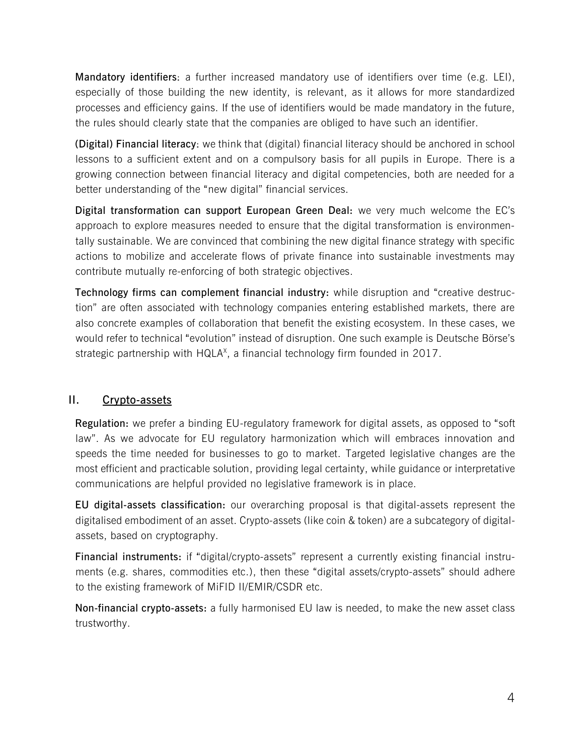**Mandatory identifiers**: a further increased mandatory use of identifiers over time (e.g. LEI), especially of those building the new identity, is relevant, as it allows for more standardized processes and efficiency gains. If the use of identifiers would be made mandatory in the future, the rules should clearly state that the companies are obliged to have such an identifier.

**(Digital) Financial literacy**: we think that (digital) financial literacy should be anchored in school lessons to a sufficient extent and on a compulsory basis for all pupils in Europe. There is a growing connection between financial literacy and digital competencies, both are needed for a better understanding of the "new digital" financial services.

**Digital transformation can support European Green Deal:** we very much welcome the EC's approach to explore measures needed to ensure that the digital transformation is environmentally sustainable. We are convinced that combining the new digital finance strategy with specific actions to mobilize and accelerate flows of private finance into sustainable investments may contribute mutually re-enforcing of both strategic objectives.

**Technology firms can complement financial industry:** while disruption and "creative destruction" are often associated with technology companies entering established markets, there are also concrete examples of collaboration that benefit the existing ecosystem. In these cases, we would refer to technical "evolution" instead of disruption. One such example is Deutsche Börse's strategic partnership with HQLA$^{X}$, a financial technology firm founded in 2017.

## II. Crypto-assets

**Regulation:** we prefer a binding EU-regulatory framework for digital assets, as opposed to "soft law". As we advocate for EU regulatory harmonization which will embraces innovation and speeds the time needed for businesses to go to market. Targeted legislative changes are the most efficient and practicable solution, providing legal certainty, while guidance or interpretative communications are helpful provided no legislative framework is in place.

**EU digital-assets classification:** our overarching proposal is that digital-assets represent the digitalised embodiment of an asset. Crypto-assets (like coin & token) are a subcategory of digital-assets, based on cryptography.

**Financial instruments:** if "digital/crypto-assets" represent a currently existing financial instruments (e.g. shares, commodities etc.), then these "digital assets/crypto-assets" should adhere to the existing framework of MiFID II/EMIR/CSDR etc.

**Non-financial crypto-assets:** a fully harmonised EU law is needed, to make the new asset class trustworthy.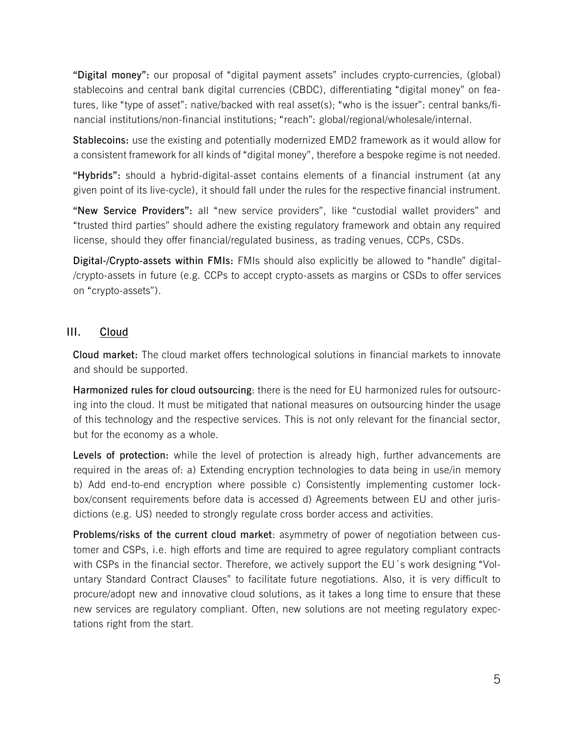**"Digital money":** our proposal of "digital payment assets" includes crypto-currencies, (global) stablecoins and central bank digital currencies (CBDC), differentiating "digital money" on features, like "type of asset": native/backed with real asset(s); "who is the issuer": central banks/financial institutions/non-financial institutions; "reach": global/regional/wholesale/internal.

**Stablecoins:** use the existing and potentially modernized EMD2 framework as it would allow for a consistent framework for all kinds of "digital money", therefore a bespoke regime is not needed.

**"Hybrids":** should a hybrid-digital-asset contains elements of a financial instrument (at any given point of its live-cycle), it should fall under the rules for the respective financial instrument.

**"New Service Providers":** all "new service providers", like "custodial wallet providers" and "trusted third parties" should adhere the existing regulatory framework and obtain any required license, should they offer financial/regulated business, as trading venues, CCPs, CSDs.

**Digital-/Crypto-assets within FMIs:** FMIs should also explicitly be allowed to "handle" digital-/crypto-assets in future (e.g. CCPs to accept crypto-assets as margins or CSDs to offer services on "crypto-assets").

## III. Cloud

**Cloud market:** The cloud market offers technological solutions in financial markets to innovate and should be supported.

**Harmonized rules for cloud outsourcing**: there is the need for EU harmonized rules for outsourcing into the cloud. It must be mitigated that national measures on outsourcing hinder the usage of this technology and the respective services. This is not only relevant for the financial sector, but for the economy as a whole.

**Levels of protection:** while the level of protection is already high, further advancements are required in the areas of: a) Extending encryption technologies to data being in use/in memory b) Add end-to-end encryption where possible c) Consistently implementing customer lockbox/consent requirements before data is accessed d) Agreements between EU and other jurisdictions (e.g. US) needed to strongly regulate cross border access and activities.

**Problems/risks of the current cloud market**: asymmetry of power of negotiation between customer and CSPs, i.e. high efforts and time are required to agree regulatory compliant contracts with CSPs in the financial sector. Therefore, we actively support the EU´s work designing "Voluntary Standard Contract Clauses" to facilitate future negotiations. Also, it is very difficult to procure/adopt new and innovative cloud solutions, as it takes a long time to ensure that these new services are regulatory compliant. Often, new solutions are not meeting regulatory expectations right from the start.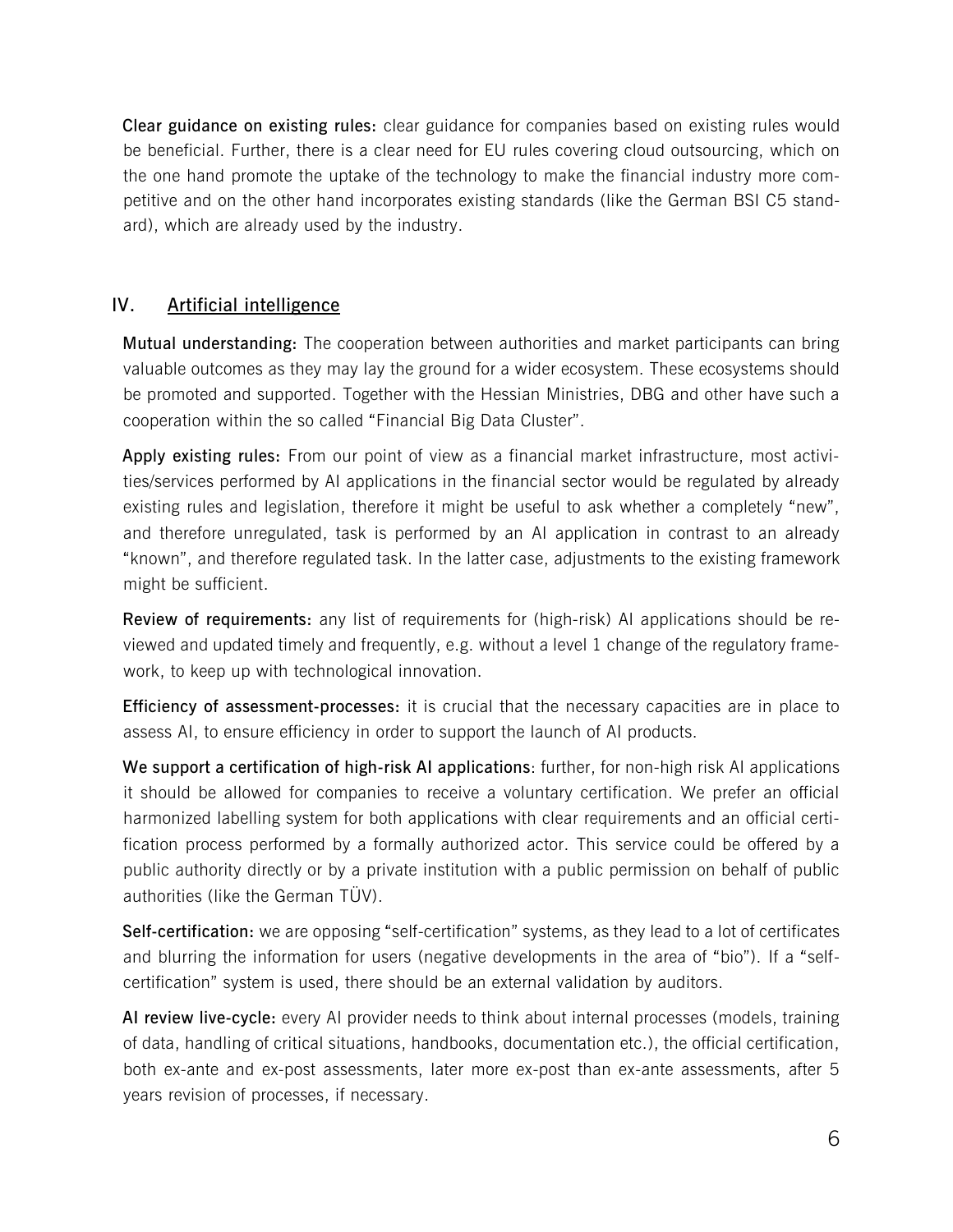**Clear guidance on existing rules:** clear guidance for companies based on existing rules would be beneficial. Further, there is a clear need for EU rules covering cloud outsourcing, which on the one hand promote the uptake of the technology to make the financial industry more competitive and on the other hand incorporates existing standards (like the German BSI C5 standard), which are already used by the industry.

## IV. Artificial intelligence

**Mutual understanding:** The cooperation between authorities and market participants can bring valuable outcomes as they may lay the ground for a wider ecosystem. These ecosystems should be promoted and supported. Together with the Hessian Ministries, DBG and other have such a cooperation within the so called "Financial Big Data Cluster".

**Apply existing rules:** From our point of view as a financial market infrastructure, most activities/services performed by AI applications in the financial sector would be regulated by already existing rules and legislation, therefore it might be useful to ask whether a completely "new", and therefore unregulated, task is performed by an AI application in contrast to an already "known", and therefore regulated task. In the latter case, adjustments to the existing framework might be sufficient.

**Review of requirements:** any list of requirements for (high-risk) AI applications should be reviewed and updated timely and frequently, e.g. without a level 1 change of the regulatory framework, to keep up with technological innovation.

**Efficiency of assessment-processes:** it is crucial that the necessary capacities are in place to assess AI, to ensure efficiency in order to support the launch of AI products.

**We support a certification of high-risk AI applications**: further, for non-high risk AI applications it should be allowed for companies to receive a voluntary certification. We prefer an official harmonized labelling system for both applications with clear requirements and an official certification process performed by a formally authorized actor. This service could be offered by a public authority directly or by a private institution with a public permission on behalf of public authorities (like the German TÜV).

**Self-certification:** we are opposing "self-certification" systems, as they lead to a lot of certificates and blurring the information for users (negative developments in the area of "bio"). If a "self-certification" system is used, there should be an external validation by auditors.

**AI review live-cycle:** every AI provider needs to think about internal processes (models, training of data, handling of critical situations, handbooks, documentation etc.), the official certification, both ex-ante and ex-post assessments, later more ex-post than ex-ante assessments, after 5 years revision of processes, if necessary.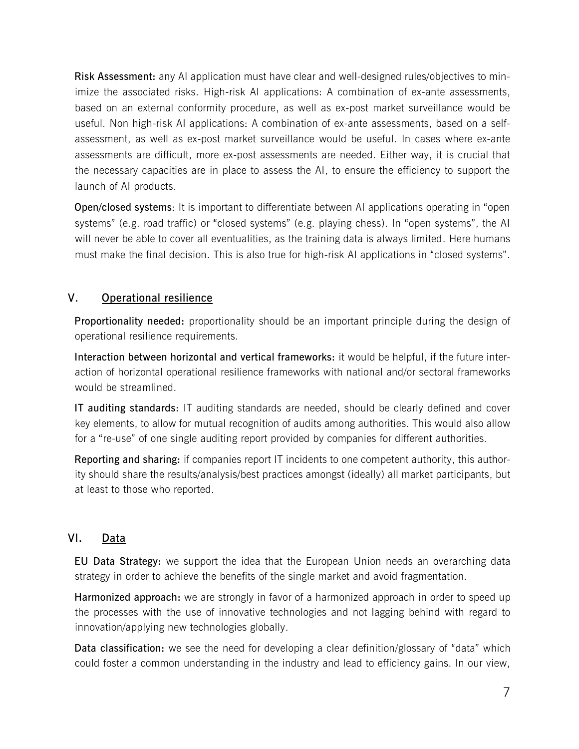**Risk Assessment:** any AI application must have clear and well-designed rules/objectives to minimize the associated risks. High-risk AI applications: A combination of ex-ante assessments, based on an external conformity procedure, as well as ex-post market surveillance would be useful. Non high-risk AI applications: A combination of ex-ante assessments, based on a self-assessment, as well as ex-post market surveillance would be useful. In cases where ex-ante assessments are difficult, more ex-post assessments are needed. Either way, it is crucial that the necessary capacities are in place to assess the AI, to ensure the efficiency to support the launch of AI products.

**Open/closed systems**: It is important to differentiate between AI applications operating in "open systems" (e.g. road traffic) or "closed systems" (e.g. playing chess). In "open systems", the AI will never be able to cover all eventualities, as the training data is always limited. Here humans must make the final decision. This is also true for high-risk AI applications in "closed systems".

## V. Operational resilience

**Proportionality needed:** proportionality should be an important principle during the design of operational resilience requirements.

**Interaction between horizontal and vertical frameworks:** it would be helpful, if the future interaction of horizontal operational resilience frameworks with national and/or sectoral frameworks would be streamlined.

**IT auditing standards:** IT auditing standards are needed, should be clearly defined and cover key elements, to allow for mutual recognition of audits among authorities. This would also allow for a "re-use" of one single auditing report provided by companies for different authorities.

**Reporting and sharing:** if companies report IT incidents to one competent authority, this authority should share the results/analysis/best practices amongst (ideally) all market participants, but at least to those who reported.

## VI. Data

**EU Data Strategy:** we support the idea that the European Union needs an overarching data strategy in order to achieve the benefits of the single market and avoid fragmentation.

**Harmonized approach:** we are strongly in favor of a harmonized approach in order to speed up the processes with the use of innovative technologies and not lagging behind with regard to innovation/applying new technologies globally.

**Data classification:** we see the need for developing a clear definition/glossary of "data" which could foster a common understanding in the industry and lead to efficiency gains. In our view,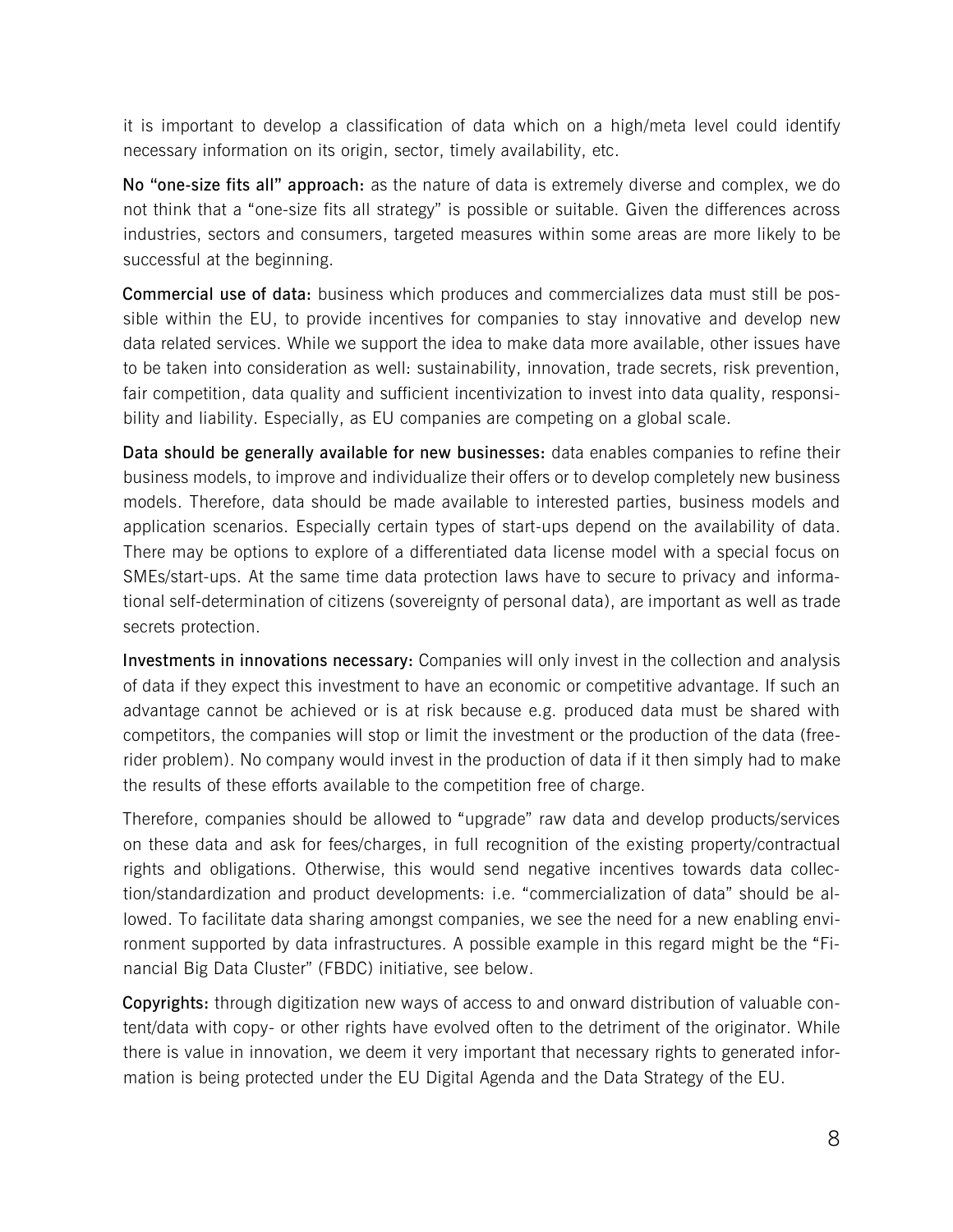it is important to develop a classification of data which on a high/meta level could identify necessary information on its origin, sector, timely availability, etc.

**No "one-size fits all" approach:** as the nature of data is extremely diverse and complex, we do not think that a "one-size fits all strategy" is possible or suitable. Given the differences across industries, sectors and consumers, targeted measures within some areas are more likely to be successful at the beginning.

**Commercial use of data:** business which produces and commercializes data must still be possible within the EU, to provide incentives for companies to stay innovative and develop new data related services. While we support the idea to make data more available, other issues have to be taken into consideration as well: sustainability, innovation, trade secrets, risk prevention, fair competition, data quality and sufficient incentivization to invest into data quality, responsibility and liability. Especially, as EU companies are competing on a global scale.

**Data should be generally available for new businesses:** data enables companies to refine their business models, to improve and individualize their offers or to develop completely new business models. Therefore, data should be made available to interested parties, business models and application scenarios. Especially certain types of start-ups depend on the availability of data. There may be options to explore of a differentiated data license model with a special focus on SMEs/start-ups. At the same time data protection laws have to secure to privacy and informational self-determination of citizens (sovereignty of personal data), are important as well as trade secrets protection.

**Investments in innovations necessary:** Companies will only invest in the collection and analysis of data if they expect this investment to have an economic or competitive advantage. If such an advantage cannot be achieved or is at risk because e.g. produced data must be shared with competitors, the companies will stop or limit the investment or the production of the data (free-rider problem). No company would invest in the production of data if it then simply had to make the results of these efforts available to the competition free of charge.

Therefore, companies should be allowed to "upgrade" raw data and develop products/services on these data and ask for fees/charges, in full recognition of the existing property/contractual rights and obligations. Otherwise, this would send negative incentives towards data collection/standardization and product developments: i.e. "commercialization of data" should be allowed. To facilitate data sharing amongst companies, we see the need for a new enabling environment supported by data infrastructures. A possible example in this regard might be the "Financial Big Data Cluster" (FBDC) initiative, see below.

**Copyrights:** through digitization new ways of access to and onward distribution of valuable content/data with copy- or other rights have evolved often to the detriment of the originator. While there is value in innovation, we deem it very important that necessary rights to generated information is being protected under the EU Digital Agenda and the Data Strategy of the EU.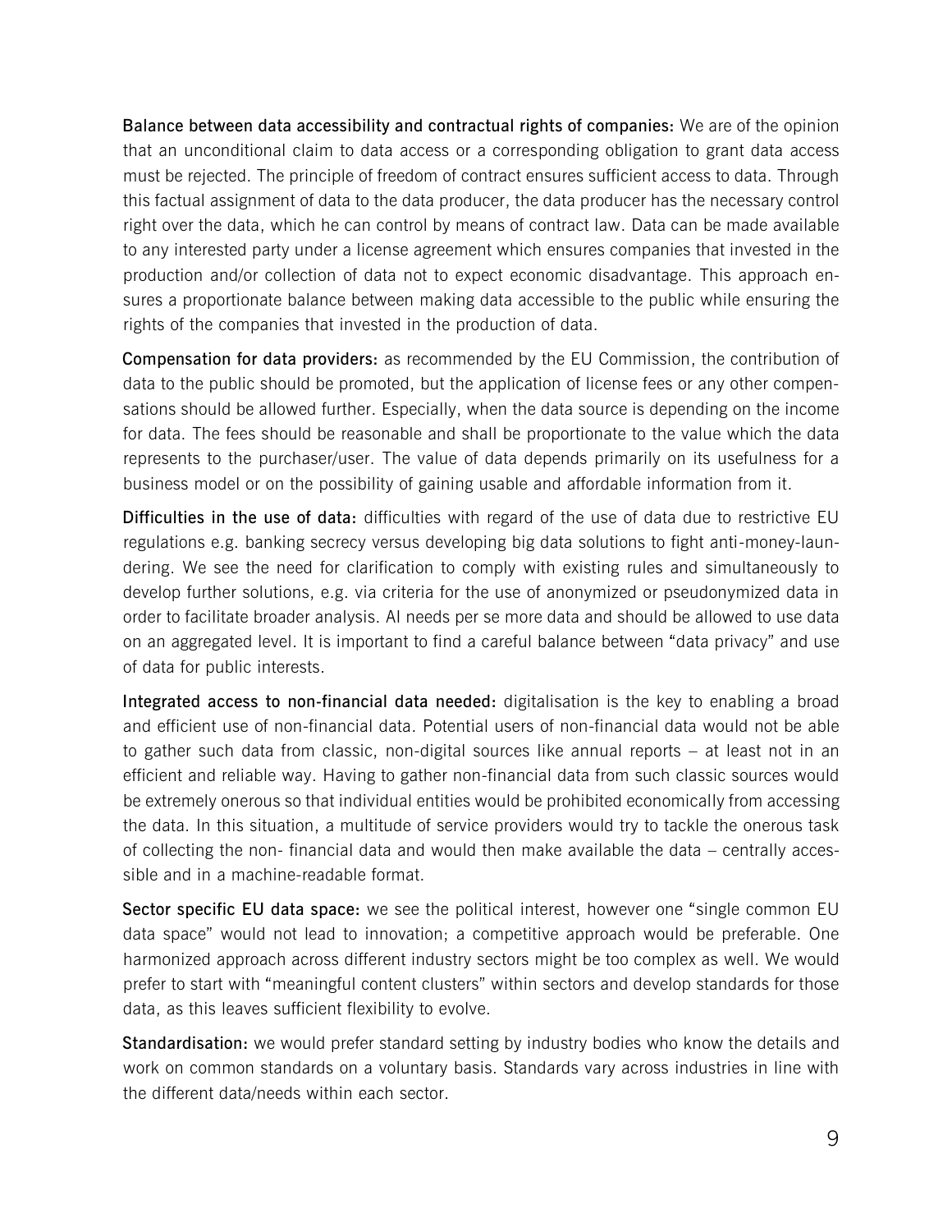**Balance between data accessibility and contractual rights of companies:** We are of the opinion that an unconditional claim to data access or a corresponding obligation to grant data access must be rejected. The principle of freedom of contract ensures sufficient access to data. Through this factual assignment of data to the data producer, the data producer has the necessary control right over the data, which he can control by means of contract law. Data can be made available to any interested party under a license agreement which ensures companies that invested in the production and/or collection of data not to expect economic disadvantage. This approach ensures a proportionate balance between making data accessible to the public while ensuring the rights of the companies that invested in the production of data.

**Compensation for data providers:** as recommended by the EU Commission, the contribution of data to the public should be promoted, but the application of license fees or any other compensations should be allowed further. Especially, when the data source is depending on the income for data. The fees should be reasonable and shall be proportionate to the value which the data represents to the purchaser/user. The value of data depends primarily on its usefulness for a business model or on the possibility of gaining usable and affordable information from it.

**Difficulties in the use of data:** difficulties with regard of the use of data due to restrictive EU regulations e.g. banking secrecy versus developing big data solutions to fight anti-money-laundering. We see the need for clarification to comply with existing rules and simultaneously to develop further solutions, e.g. via criteria for the use of anonymized or pseudonymized data in order to facilitate broader analysis. AI needs per se more data and should be allowed to use data on an aggregated level. It is important to find a careful balance between "data privacy" and use of data for public interests.

**Integrated access to non-financial data needed:** digitalisation is the key to enabling a broad and efficient use of non-financial data. Potential users of non-financial data would not be able to gather such data from classic, non-digital sources like annual reports – at least not in an efficient and reliable way. Having to gather non-financial data from such classic sources would be extremely onerous so that individual entities would be prohibited economically from accessing the data. In this situation, a multitude of service providers would try to tackle the onerous task of collecting the non- financial data and would then make available the data – centrally accessible and in a machine-readable format.

**Sector specific EU data space:** we see the political interest, however one "single common EU data space" would not lead to innovation; a competitive approach would be preferable. One harmonized approach across different industry sectors might be too complex as well. We would prefer to start with "meaningful content clusters" within sectors and develop standards for those data, as this leaves sufficient flexibility to evolve.

**Standardisation:** we would prefer standard setting by industry bodies who know the details and work on common standards on a voluntary basis. Standards vary across industries in line with the different data/needs within each sector.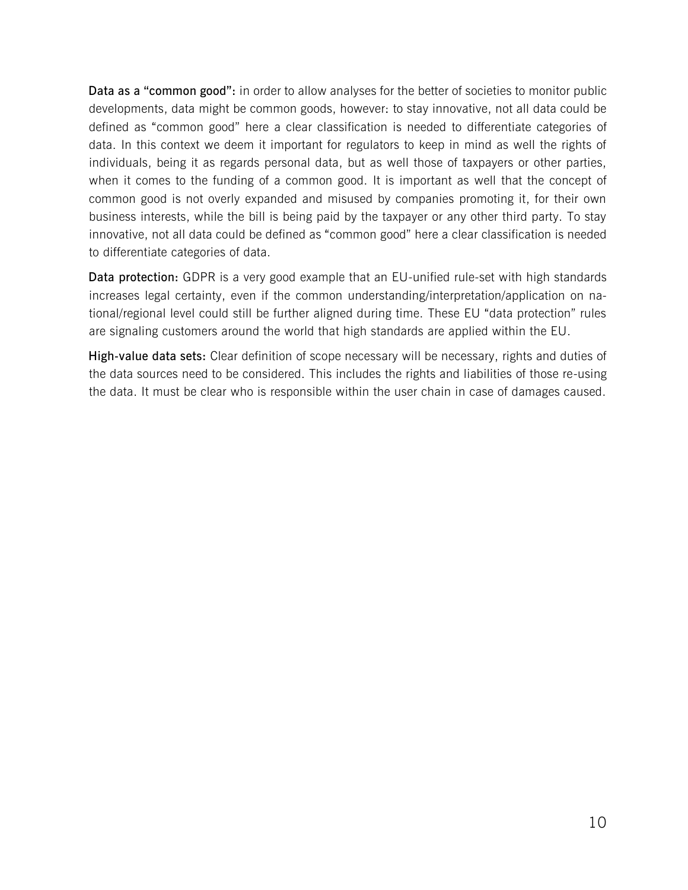**Data as a "common good":** in order to allow analyses for the better of societies to monitor public developments, data might be common goods, however: to stay innovative, not all data could be defined as "common good" here a clear classification is needed to differentiate categories of data. In this context we deem it important for regulators to keep in mind as well the rights of individuals, being it as regards personal data, but as well those of taxpayers or other parties, when it comes to the funding of a common good. It is important as well that the concept of common good is not overly expanded and misused by companies promoting it, for their own business interests, while the bill is being paid by the taxpayer or any other third party. To stay innovative, not all data could be defined as "common good" here a clear classification is needed to differentiate categories of data.

**Data protection:** GDPR is a very good example that an EU-unified rule-set with high standards increases legal certainty, even if the common understanding/interpretation/application on national/regional level could still be further aligned during time. These EU "data protection" rules are signaling customers around the world that high standards are applied within the EU.

**High-value data sets:** Clear definition of scope necessary will be necessary, rights and duties of the data sources need to be considered. This includes the rights and liabilities of those re-using the data. It must be clear who is responsible within the user chain in case of damages caused.